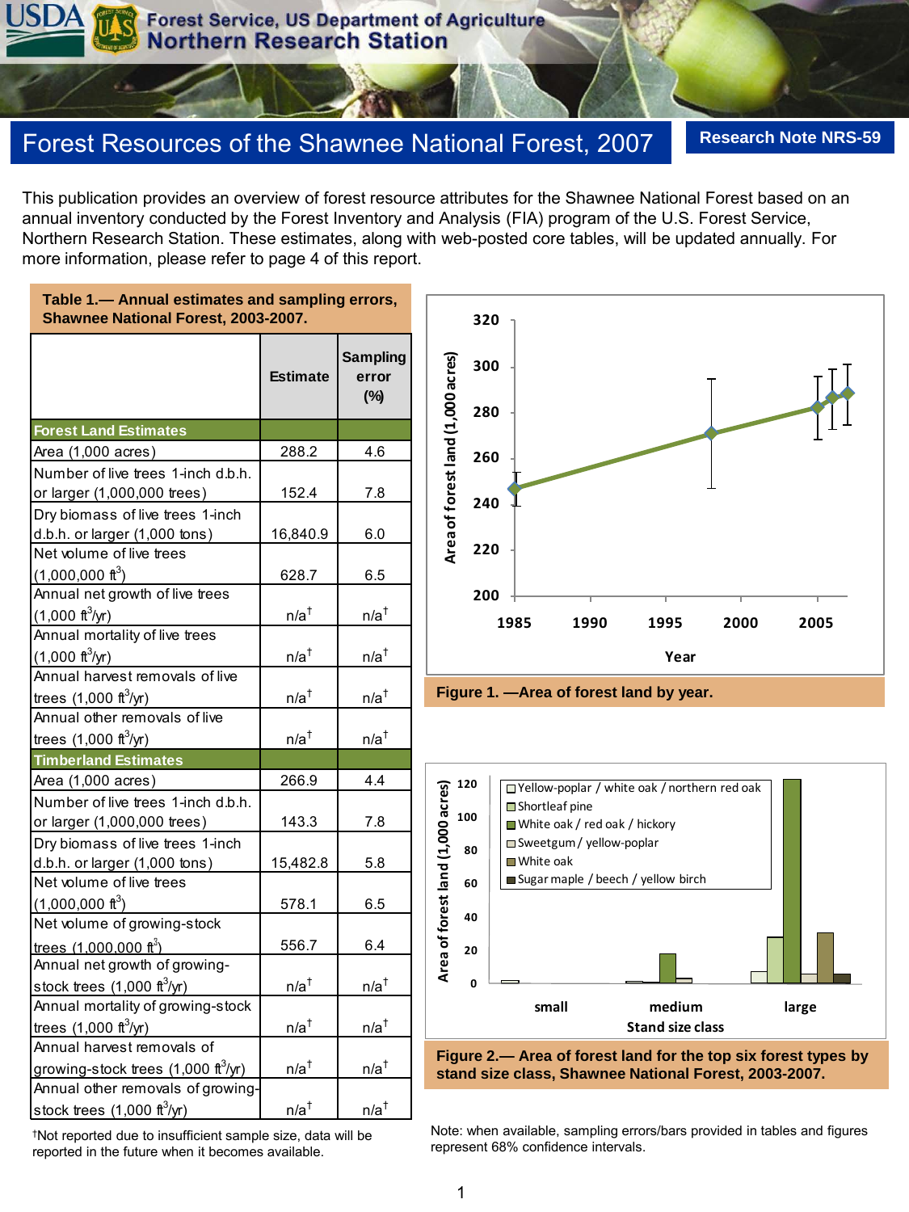Forest Service, US Department of Agriculture
Northern Research Station

# Forest Resources of the Shawnee National Forest, 2007

**Research Note NRS-59**

This publication provides an overview of forest resource attributes for the Shawnee National Forest based on an annual inventory conducted by the Forest Inventory and Analysis (FIA) program of the U.S. Forest Service, Northern Research Station. These estimates, along with web-posted core tables, will be updated annually. For more information, please refer to page 4 of this report.

**Table 1.— Annual estimates and sampling errors, Shawnee National Forest, 2003-2007.**

| | Estimate | Sampling error (%) |
|---|---|---|
| **Forest Land Estimates** | | |
| Area (1,000 acres) | 288.2 | 4.6 |
| Number of live trees 1-inch d.b.h. or larger (1,000,000 trees) | 152.4 | 7.8 |
| Dry biomass of live trees 1-inch d.b.h. or larger (1,000 tons) | 16,840.9 | 6.0 |
| Net volume of live trees (1,000,000 $ft^3$) | 628.7 | 6.5 |
| Annual net growth of live trees (1,000 $ft^3$/yr) | n/a† | n/a† |
| Annual mortality of live trees (1,000 $ft^3$/yr) | n/a† | n/a† |
| Annual harvest removals of live trees (1,000 $ft^3$/yr) | n/a† | n/a† |
| Annual other removals of live trees (1,000 $ft^3$/yr) | n/a† | n/a† |
| **Timberland Estimates** | | |
| Area (1,000 acres) | 266.9 | 4.4 |
| Number of live trees 1-inch d.b.h. or larger (1,000,000 trees) | 143.3 | 7.8 |
| Dry biomass of live trees 1-inch d.b.h. or larger (1,000 tons) | 15,482.8 | 5.8 |
| Net volume of live trees (1,000,000 $ft^3$) | 578.1 | 6.5 |
| Net volume of growing-stock trees (1,000,000 $ft^3$) | 556.7 | 6.4 |
| Annual net growth of growing-stock trees (1,000 $ft^3$/yr) | n/a† | n/a† |
| Annual mortality of growing-stock trees (1,000 $ft^3$/yr) | n/a† | n/a† |
| Annual harvest removals of growing-stock trees (1,000 $ft^3$/yr) | n/a† | n/a† |
| Annual other removals of growing-stock trees (1,000 $ft^3$/yr) | n/a† | n/a† |

†Not reported due to insufficient sample size, data will be reported in the future when it becomes available.

**Figure 1. —Area of forest land by year.**

**Figure 2.— Area of forest land for the top six forest types by stand size class, Shawnee National Forest, 2003-2007.**

Note: when available, sampling errors/bars provided in tables and figures represent 68% confidence intervals.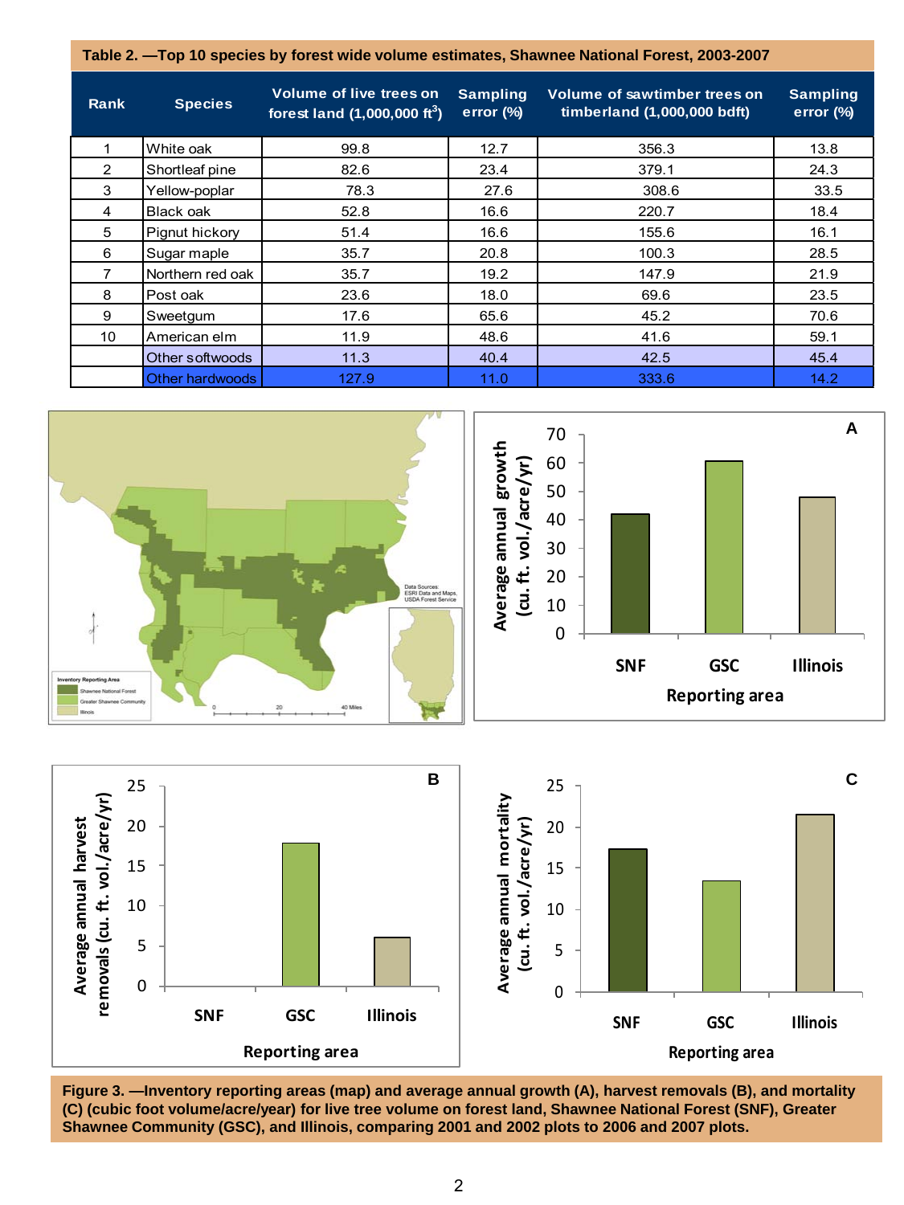**Table 2. —Top 10 species by forest wide volume estimates, Shawnee National Forest, 2003-2007**

| Rank | Species | Volume of live trees on forest land (1,000,000 $ft^3$) | Sampling error (%) | Volume of sawtimber trees on timberland (1,000,000 bdft) | Sampling error (%) |
|---|---|---|---|---|---|
| 1 | White oak | 99.8 | 12.7 | 356.3 | 13.8 |
| 2 | Shortleaf pine | 82.6 | 23.4 | 379.1 | 24.3 |
| 3 | Yellow-poplar | 78.3 | 27.6 | 308.6 | 33.5 |
| 4 | Black oak | 52.8 | 16.6 | 220.7 | 18.4 |
| 5 | Pignut hickory | 51.4 | 16.6 | 155.6 | 16.1 |
| 6 | Sugar maple | 35.7 | 20.8 | 100.3 | 28.5 |
| 7 | Northern red oak | 35.7 | 19.2 | 147.9 | 21.9 |
| 8 | Post oak | 23.6 | 18.0 | 69.6 | 23.5 |
| 9 | Sweetgum | 17.6 | 65.6 | 45.2 | 70.6 |
| 10 | American elm | 11.9 | 48.6 | 41.6 | 59.1 |
| | Other softwoods | 11.3 | 40.4 | 42.5 | 45.4 |
| | Other hardwoods | 127.9 | 11.0 | 333.6 | 14.2 |

**Figure 3. —Inventory reporting areas (map) and average annual growth (A), harvest removals (B), and mortality (C) (cubic foot volume/acre/year) for live tree volume on forest land, Shawnee National Forest (SNF), Greater Shawnee Community (GSC), and Illinois, comparing 2001 and 2002 plots to 2006 and 2007 plots.**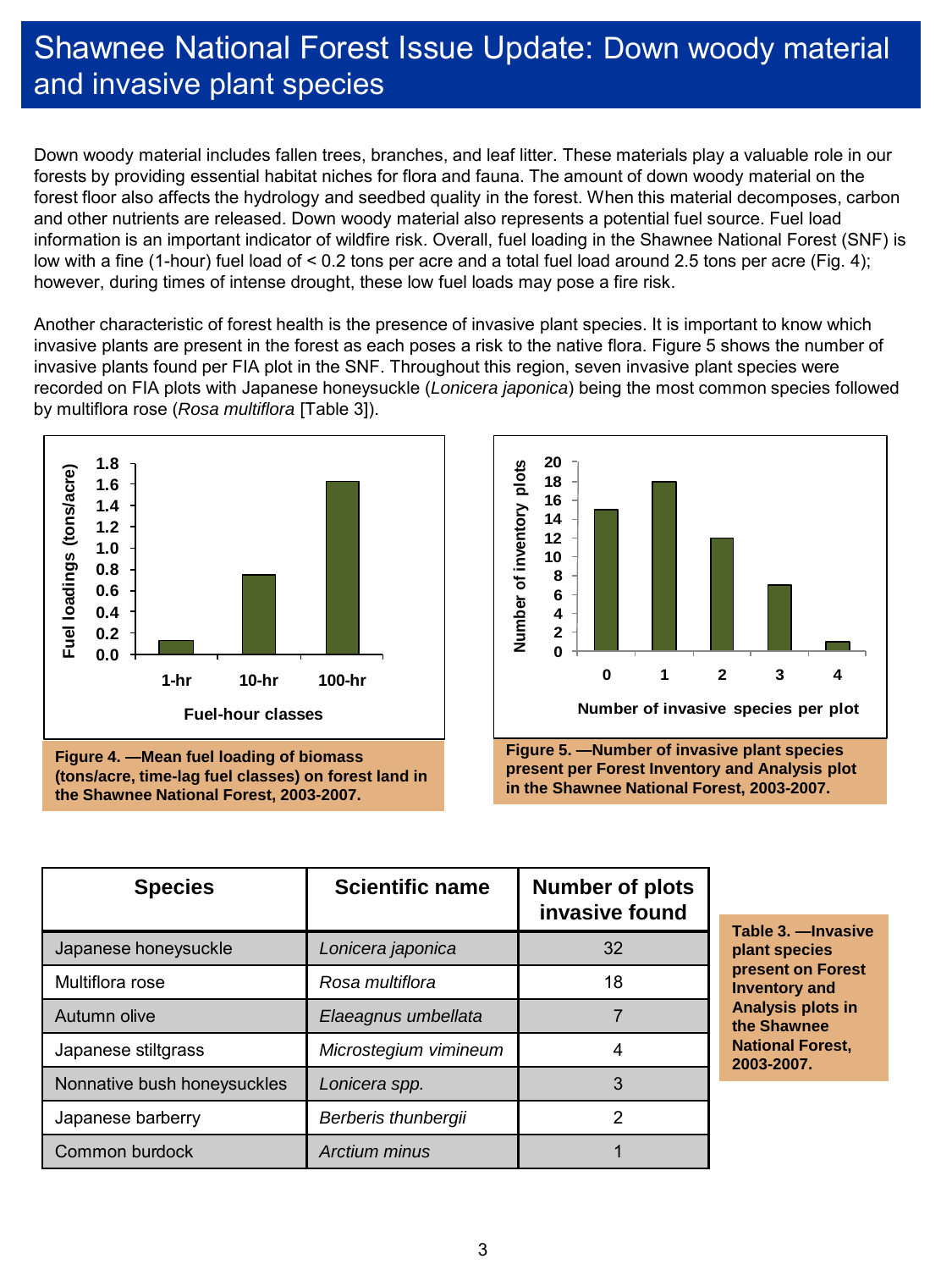# Shawnee National Forest Issue Update: Down woody material and invasive plant species

Down woody material includes fallen trees, branches, and leaf litter. These materials play a valuable role in our forests by providing essential habitat niches for flora and fauna. The amount of down woody material on the forest floor also affects the hydrology and seedbed quality in the forest. When this material decomposes, carbon and other nutrients are released. Down woody material also represents a potential fuel source. Fuel load information is an important indicator of wildfire risk. Overall, fuel loading in the Shawnee National Forest (SNF) is low with a fine (1-hour) fuel load of < 0.2 tons per acre and a total fuel load around 2.5 tons per acre (Fig. 4); however, during times of intense drought, these low fuel loads may pose a fire risk.

Another characteristic of forest health is the presence of invasive plant species. It is important to know which invasive plants are present in the forest as each poses a risk to the native flora. Figure 5 shows the number of invasive plants found per FIA plot in the SNF. Throughout this region, seven invasive plant species were recorded on FIA plots with Japanese honeysuckle (*Lonicera japonica*) being the most common species followed by multiflora rose (*Rosa multiflora* [Table 3]).

**Figure 4. —Mean fuel loading of biomass (tons/acre, time-lag fuel classes) on forest land in the Shawnee National Forest, 2003-2007.**

**Figure 5. —Number of invasive plant species present per Forest Inventory and Analysis plot in the Shawnee National Forest, 2003-2007.**

**Table 3. —Invasive plant species present on Forest Inventory and Analysis plots in the Shawnee National Forest, 2003-2007.**

| Species | Scientific name | Number of plots invasive found |
|---|---|---|
| Japanese honeysuckle | *Lonicera japonica* | 32 |
| Multiflora rose | *Rosa multiflora* | 18 |
| Autumn olive | *Elaeagnus umbellata* | 7 |
| Japanese stiltgrass | *Microstegium vimineum* | 4 |
| Nonnative bush honeysuckles | *Lonicera spp.* | 3 |
| Japanese barberry | *Berberis thunbergii* | 2 |
| Common burdock | *Arctium minus* | 1 |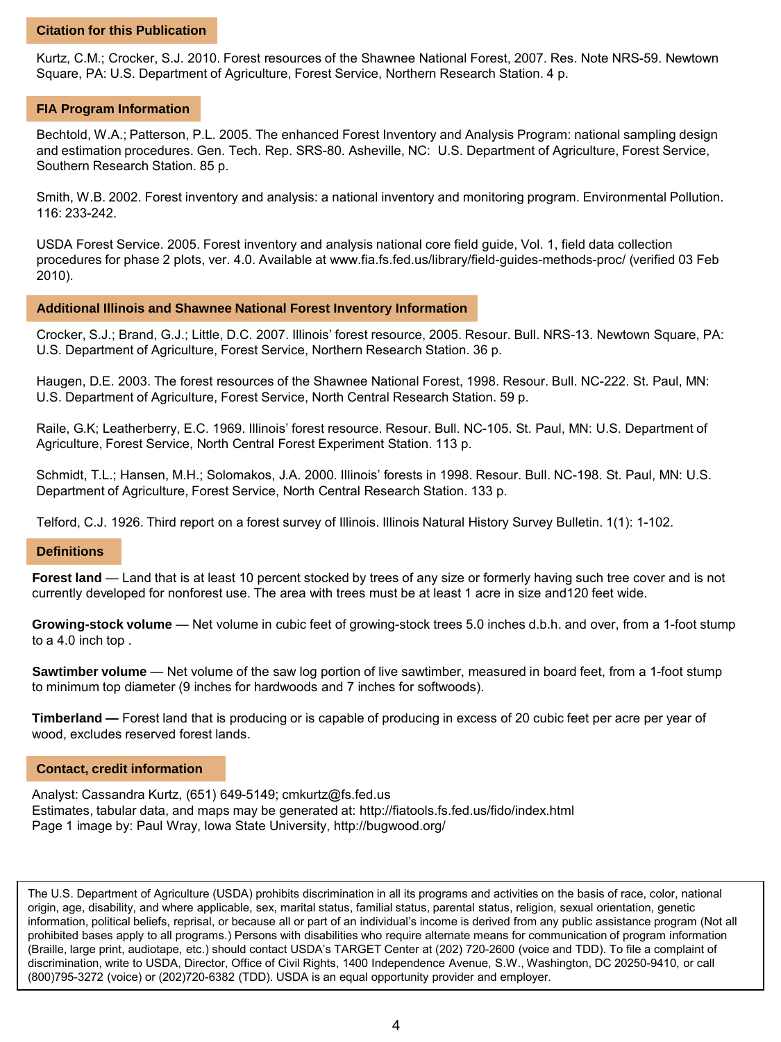## Citation for this Publication

Kurtz, C.M.; Crocker, S.J. 2010. Forest resources of the Shawnee National Forest, 2007. Res. Note NRS-59. Newtown Square, PA: U.S. Department of Agriculture, Forest Service, Northern Research Station. 4 p.

## FIA Program Information

Bechtold, W.A.; Patterson, P.L. 2005. The enhanced Forest Inventory and Analysis Program: national sampling design and estimation procedures. Gen. Tech. Rep. SRS-80. Asheville, NC: U.S. Department of Agriculture, Forest Service, Southern Research Station. 85 p.

Smith, W.B. 2002. Forest inventory and analysis: a national inventory and monitoring program. Environmental Pollution. 116: 233-242.

USDA Forest Service. 2005. Forest inventory and analysis national core field guide, Vol. 1, field data collection procedures for phase 2 plots, ver. 4.0. Available at www.fia.fs.fed.us/library/field-guides-methods-proc/ (verified 03 Feb 2010).

## Additional Illinois and Shawnee National Forest Inventory Information

Crocker, S.J.; Brand, G.J.; Little, D.C. 2007. Illinois' forest resource, 2005. Resour. Bull. NRS-13. Newtown Square, PA: U.S. Department of Agriculture, Forest Service, Northern Research Station. 36 p.

Haugen, D.E. 2003. The forest resources of the Shawnee National Forest, 1998. Resour. Bull. NC-222. St. Paul, MN: U.S. Department of Agriculture, Forest Service, North Central Research Station. 59 p.

Raile, G.K; Leatherberry, E.C. 1969. Illinois' forest resource. Resour. Bull. NC-105. St. Paul, MN: U.S. Department of Agriculture, Forest Service, North Central Forest Experiment Station. 113 p.

Schmidt, T.L.; Hansen, M.H.; Solomakos, J.A. 2000. Illinois' forests in 1998. Resour. Bull. NC-198. St. Paul, MN: U.S. Department of Agriculture, Forest Service, North Central Research Station. 133 p.

Telford, C.J. 1926. Third report on a forest survey of Illinois. Illinois Natural History Survey Bulletin. 1(1): 1-102.

## Definitions

**Forest land** — Land that is at least 10 percent stocked by trees of any size or formerly having such tree cover and is not currently developed for nonforest use. The area with trees must be at least 1 acre in size and120 feet wide.

**Growing-stock volume** — Net volume in cubic feet of growing-stock trees 5.0 inches d.b.h. and over, from a 1-foot stump to a 4.0 inch top .

**Sawtimber volume** — Net volume of the saw log portion of live sawtimber, measured in board feet, from a 1-foot stump to minimum top diameter (9 inches for hardwoods and 7 inches for softwoods).

**Timberland —** Forest land that is producing or is capable of producing in excess of 20 cubic feet per acre per year of wood, excludes reserved forest lands.

## Contact, credit information

Analyst: Cassandra Kurtz, (651) 649-5149; cmkurtz@fs.fed.us
Estimates, tabular data, and maps may be generated at: http://fiatools.fs.fed.us/fido/index.html
Page 1 image by: Paul Wray, Iowa State University, http://bugwood.org/

The U.S. Department of Agriculture (USDA) prohibits discrimination in all its programs and activities on the basis of race, color, national origin, age, disability, and where applicable, sex, marital status, familial status, parental status, religion, sexual orientation, genetic information, political beliefs, reprisal, or because all or part of an individual's income is derived from any public assistance program (Not all prohibited bases apply to all programs.) Persons with disabilities who require alternate means for communication of program information (Braille, large print, audiotape, etc.) should contact USDA's TARGET Center at (202) 720-2600 (voice and TDD). To file a complaint of discrimination, write to USDA, Director, Office of Civil Rights, 1400 Independence Avenue, S.W., Washington, DC 20250-9410, or call (800)795-3272 (voice) or (202)720-6382 (TDD). USDA is an equal opportunity provider and employer.